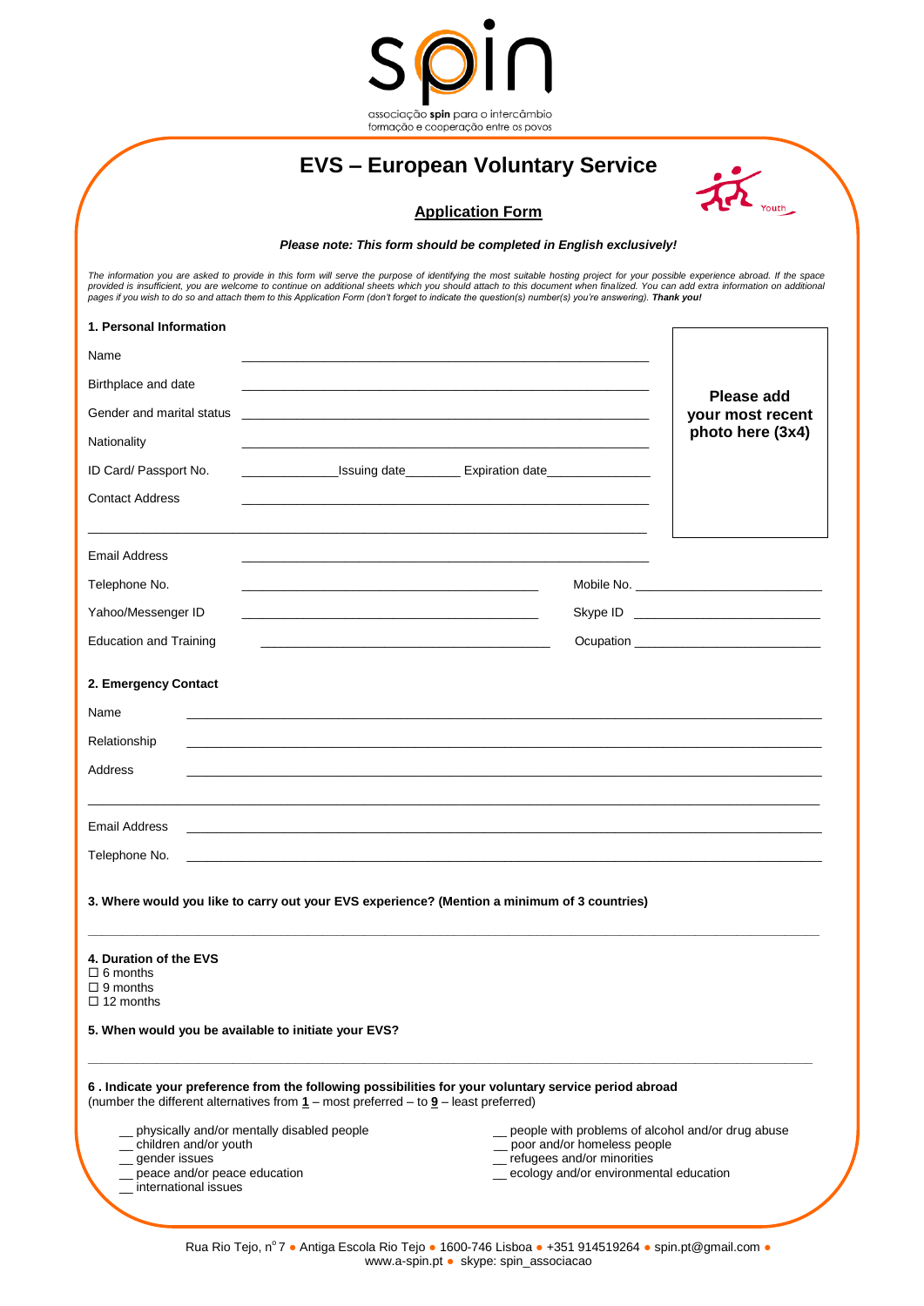spin

associação **spin** para o intercâmbio
formação e cooperação entre os povos

# EVS – European Voluntary Service

## Application Form

Youth

***Please note: This form should be completed in English exclusively!***

*The information you are asked to provide in this form will serve the purpose of identifying the most suitable hosting project for your possible experience abroad. If the space provided is insufficient, you are welcome to continue on additional sheets which you should attach to this document when finalized. You can add extra information on additional pages if you wish to do so and attach them to this Application Form (don't forget to indicate the question(s) number(s) you're answering).* ***Thank you!***

### 1. Personal Information

**Please add your most recent photo here (3x4)**

Name ______________________________

Birthplace and date ______________________________

Gender and marital status ______________________________

Nationality ______________________________

ID Card/ Passport No. ____________ Issuing date________ Expiration date______________

Contact Address ______________________________

______________________________

Email Address ______________________________

Telephone No. ______________________ Mobile No. ______________________

Yahoo/Messenger ID ______________________ Skype ID ______________________

Education and Training ______________________ Ocupation ______________________

### 2. Emergency Contact

Name ______________________________

Relationship ______________________________

Address ______________________________

______________________________

Email Address ______________________________

Telephone No. ______________________________

### 3. Where would you like to carry out your EVS experience? (Mention a minimum of 3 countries)

______________________________

### 4. Duration of the EVS

☐ 6 months
☐ 9 months
☐ 12 months

### 5. When would you be available to initiate your EVS?

______________________________

### 6 . Indicate your preference from the following possibilities for your voluntary service period abroad

(number the different alternatives from **1** – most preferred – to **9** – least preferred)

__ physically and/or mentally disabled people
__ children and/or youth
__ gender issues
__ peace and/or peace education
__ international issues
__ people with problems of alcohol and/or drug abuse
__ poor and/or homeless people
__ refugees and/or minorities
__ ecology and/or environmental education

Rua Rio Tejo, nº 7 ● Antiga Escola Rio Tejo ● 1600-746 Lisboa ● +351 914519264 ● spin.pt@gmail.com ● www.a-spin.pt ● skype: spin_associacao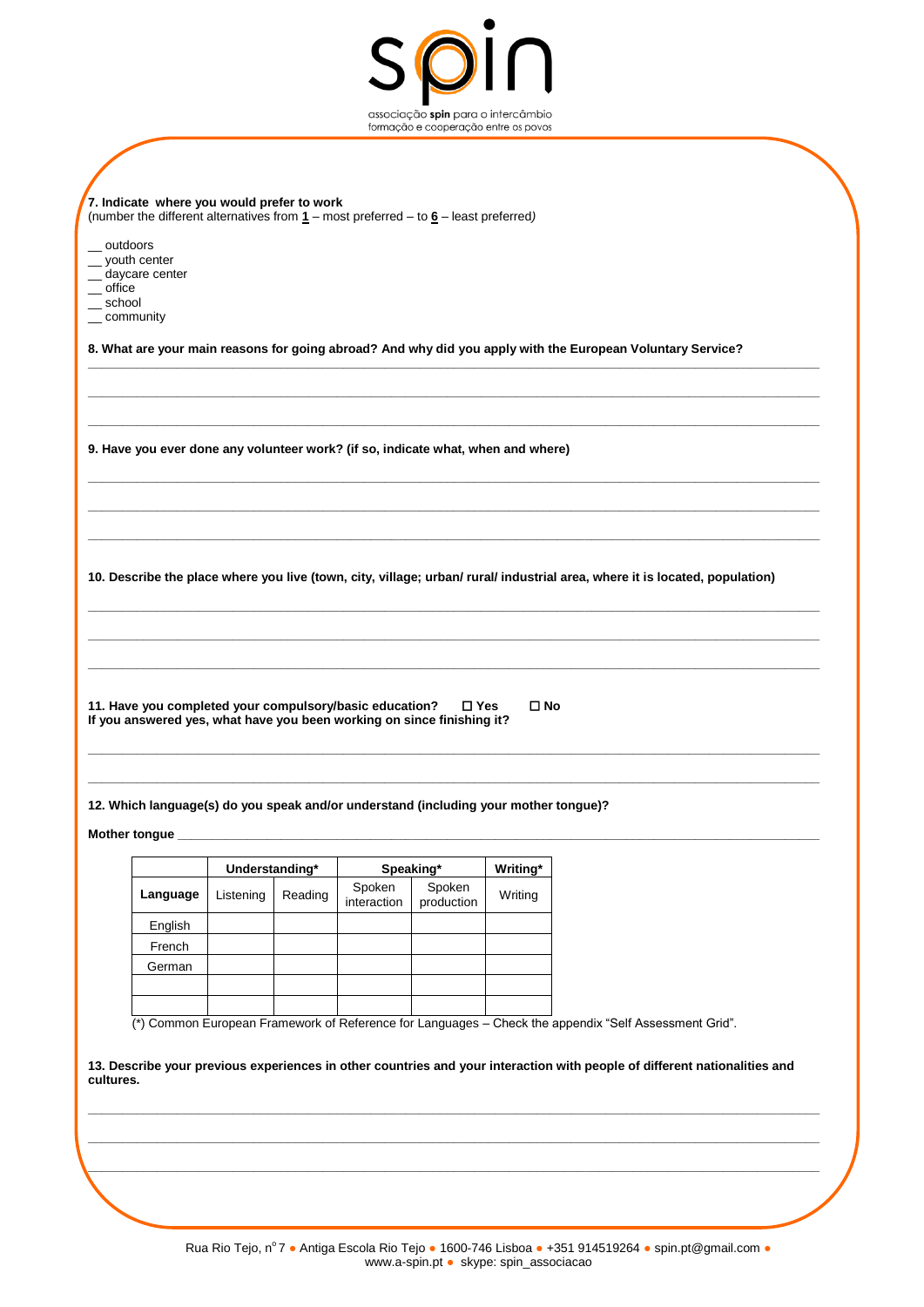**7. Indicate where you would prefer to work**
(number the different alternatives from **1** – most preferred – to **6** – least preferred)

__ outdoors
__ youth center
__ daycare center
__ office
__ school
__ community

**8. What are your main reasons for going abroad? And why did you apply with the European Voluntary Service?**

______________________________________________________________________________

______________________________________________________________________________

______________________________________________________________________________

**9. Have you ever done any volunteer work? (if so, indicate what, when and where)**

______________________________________________________________________________

______________________________________________________________________________

______________________________________________________________________________

**10. Describe the place where you live (town, city, village; urban/ rural/ industrial area, where it is located, population)**

______________________________________________________________________________

______________________________________________________________________________

______________________________________________________________________________

**11. Have you completed your compulsory/basic education?** ☐ **Yes** ☐ **No**
**If you answered yes, what have you been working on since finishing it?**

______________________________________________________________________________

______________________________________________________________________________

**12. Which language(s) do you speak and/or understand (including your mother tongue)?**

**Mother tongue** ______________________________________________________________

| | **Understanding*** | | **Speaking*** | | **Writing*** |
|---|---|---|---|---|---|
| **Language** | Listening | Reading | Spoken interaction | Spoken production | Writing |
| English | | | | | |
| French | | | | | |
| German | | | | | |
| | | | | | |
| | | | | | |

(*) Common European Framework of Reference for Languages – Check the appendix "Self Assessment Grid".

**13. Describe your previous experiences in other countries and your interaction with people of different nationalities and cultures.**

______________________________________________________________________________

______________________________________________________________________________

______________________________________________________________________________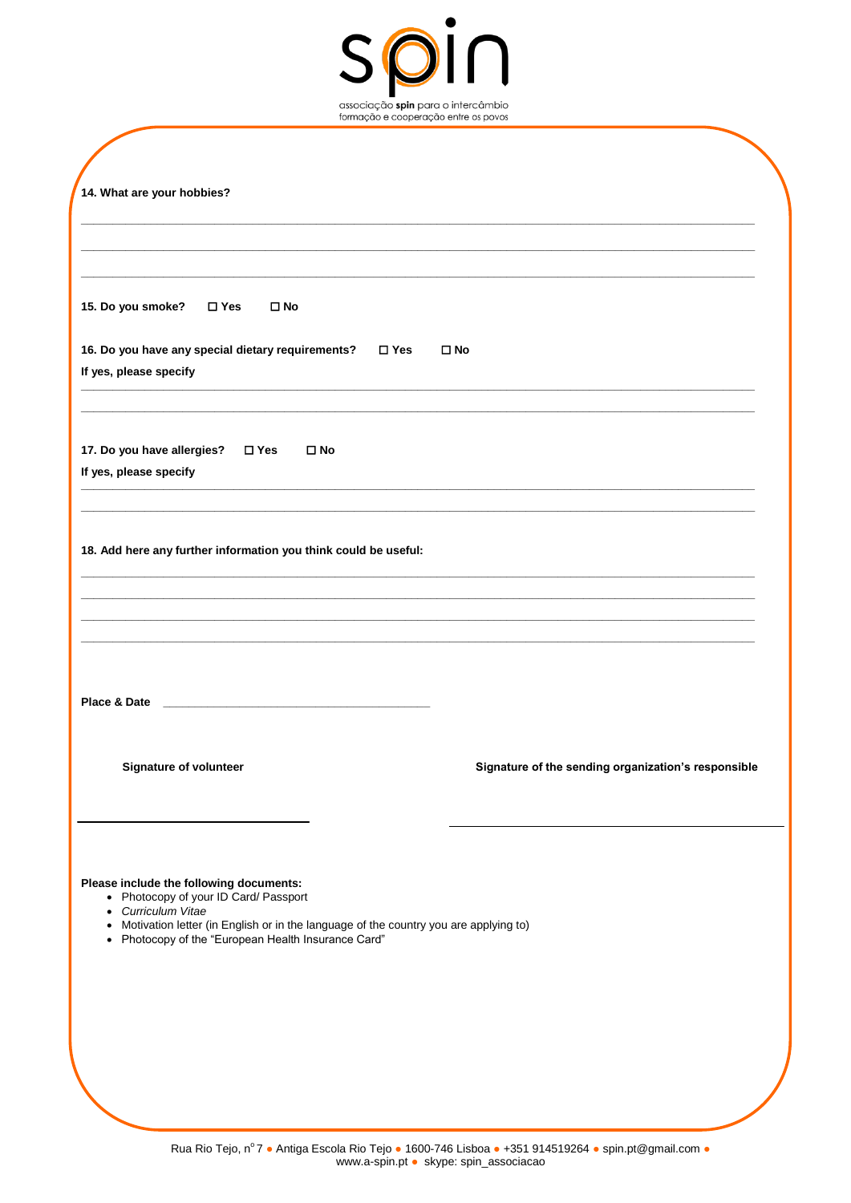**14. What are your hobbies?**

______________________________________________________________________________

______________________________________________________________________________

______________________________________________________________________________

**15. Do you smoke?** ☐ **Yes** ☐ **No**

**16. Do you have any special dietary requirements?** ☐ **Yes** ☐ **No**

**If yes, please specify**

______________________________________________________________________________

______________________________________________________________________________

**17. Do you have allergies?** ☐ **Yes** ☐ **No**

**If yes, please specify**

______________________________________________________________________________

______________________________________________________________________________

**18. Add here any further information you think could be useful:**

______________________________________________________________________________

______________________________________________________________________________

______________________________________________________________________________

______________________________________________________________________________

**Place & Date** ________________________________________

**Signature of volunteer**

________________________________

**Signature of the sending organization's responsible**

________________________________

**Please include the following documents:**

- Photocopy of your ID Card/ Passport
- *Curriculum Vitae*
- Motivation letter (in English or in the language of the country you are applying to)
- Photocopy of the "European Health Insurance Card"

Rua Rio Tejo, nº 7 ● Antiga Escola Rio Tejo ● 1600-746 Lisboa ● +351 914519264 ● spin.pt@gmail.com ● www.a-spin.pt ● skype: spin_associacao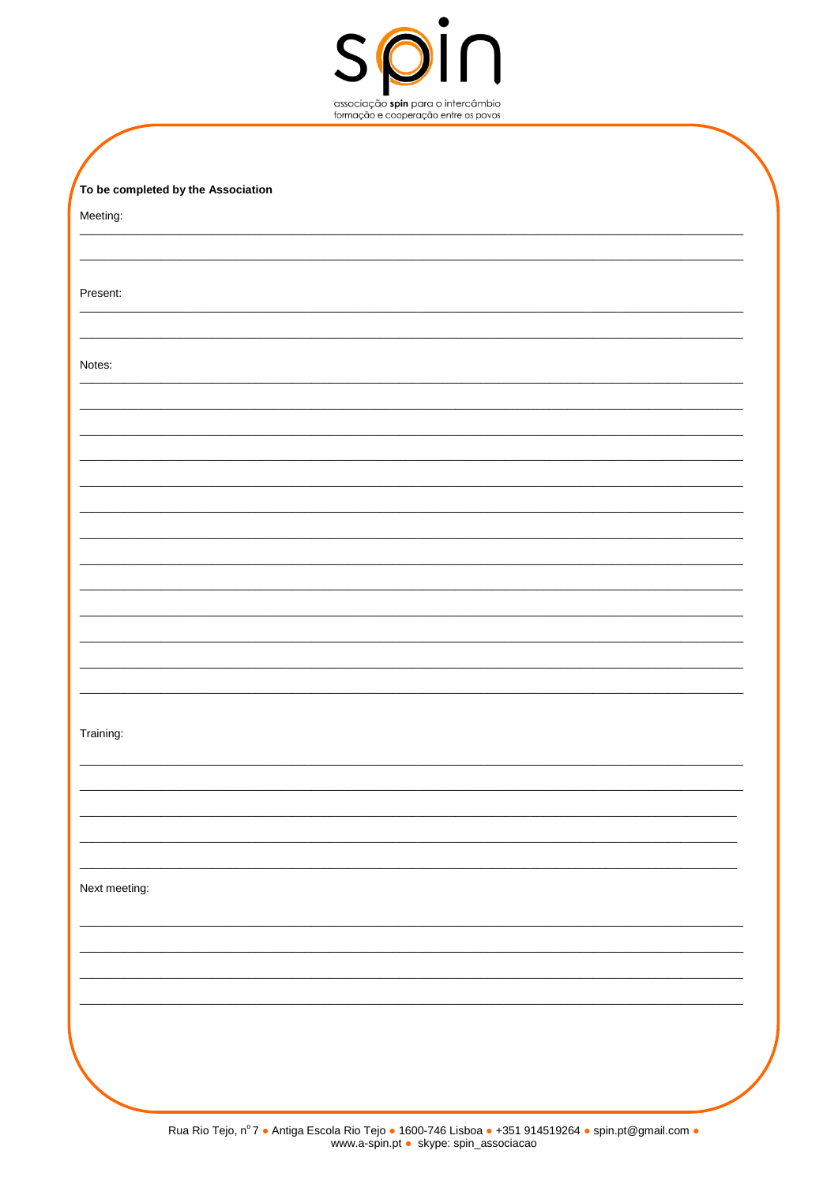**To be completed by the Association**

Meeting:

______________________________________________________________________________

______________________________________________________________________________

Present:

______________________________________________________________________________

______________________________________________________________________________

Notes:

______________________________________________________________________________

______________________________________________________________________________

______________________________________________________________________________

______________________________________________________________________________

______________________________________________________________________________

______________________________________________________________________________

______________________________________________________________________________

______________________________________________________________________________

______________________________________________________________________________

______________________________________________________________________________

______________________________________________________________________________

______________________________________________________________________________

______________________________________________________________________________

______________________________________________________________________________

Training:

______________________________________________________________________________

______________________________________________________________________________

______________________________________________________________________________

______________________________________________________________________________

______________________________________________________________________________

Next meeting:

______________________________________________________________________________

______________________________________________________________________________

______________________________________________________________________________

______________________________________________________________________________